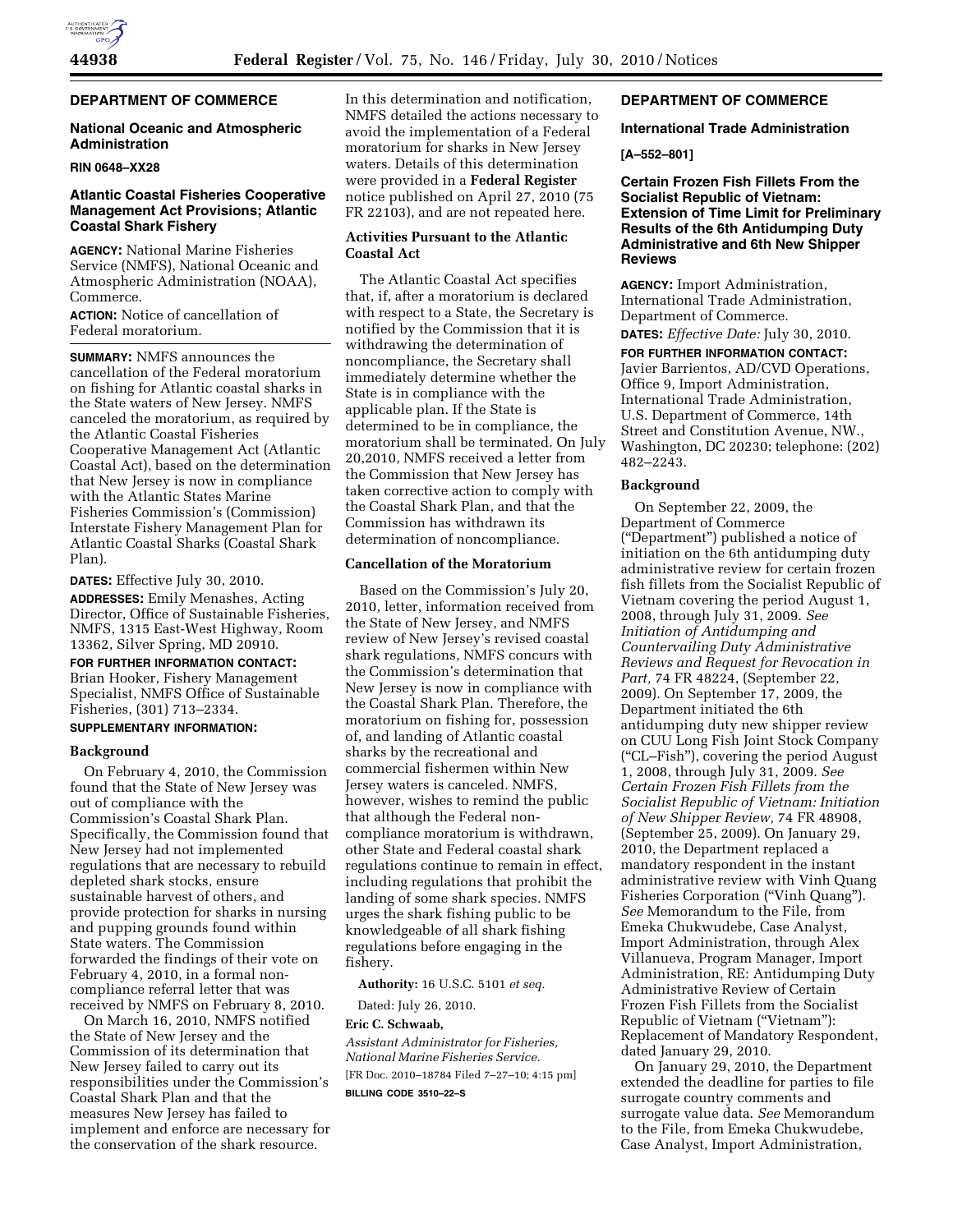## DEPARTMENT OF COMMERCE

### National Oceanic and Atmospheric Administration

**RIN 0648–XX28**

### Atlantic Coastal Fisheries Cooperative Management Act Provisions; Atlantic Coastal Shark Fishery

**AGENCY:** National Marine Fisheries Service (NMFS), National Oceanic and Atmospheric Administration (NOAA), Commerce.

**ACTION:** Notice of cancellation of Federal moratorium.

**SUMMARY:** NMFS announces the cancellation of the Federal moratorium on fishing for Atlantic coastal sharks in the State waters of New Jersey. NMFS canceled the moratorium, as required by the Atlantic Coastal Fisheries Cooperative Management Act (Atlantic Coastal Act), based on the determination that New Jersey is now in compliance with the Atlantic States Marine Fisheries Commission's (Commission) Interstate Fishery Management Plan for Atlantic Coastal Sharks (Coastal Shark Plan).

**DATES:** Effective July 30, 2010.

**ADDRESSES:** Emily Menashes, Acting Director, Office of Sustainable Fisheries, NMFS, 1315 East-West Highway, Room 13362, Silver Spring, MD 20910.

**FOR FURTHER INFORMATION CONTACT:** Brian Hooker, Fishery Management Specialist, NMFS Office of Sustainable Fisheries, (301) 713–2334.

**SUPPLEMENTARY INFORMATION:**

#### Background

On February 4, 2010, the Commission found that the State of New Jersey was out of compliance with the Commission's Coastal Shark Plan. Specifically, the Commission found that New Jersey had not implemented regulations that are necessary to rebuild depleted shark stocks, ensure sustainable harvest of others, and provide protection for sharks in nursing and pupping grounds found within State waters. The Commission forwarded the findings of their vote on February 4, 2010, in a formal non-compliance referral letter that was received by NMFS on February 8, 2010.

On March 16, 2010, NMFS notified the State of New Jersey and the Commission of its determination that New Jersey failed to carry out its responsibilities under the Commission's Coastal Shark Plan and that the measures New Jersey has failed to implement and enforce are necessary for the conservation of the shark resource. In this determination and notification, NMFS detailed the actions necessary to avoid the implementation of a Federal moratorium for sharks in New Jersey waters. Details of this determination were provided in a **Federal Register** notice published on April 27, 2010 (75 FR 22103), and are not repeated here.

#### Activities Pursuant to the Atlantic Coastal Act

The Atlantic Coastal Act specifies that, if, after a moratorium is declared with respect to a State, the Secretary is notified by the Commission that it is withdrawing the determination of noncompliance, the Secretary shall immediately determine whether the State is in compliance with the applicable plan. If the State is determined to be in compliance, the moratorium shall be terminated. On July 20,2010, NMFS received a letter from the Commission that New Jersey has taken corrective action to comply with the Coastal Shark Plan, and that the Commission has withdrawn its determination of noncompliance.

#### Cancellation of the Moratorium

Based on the Commission's July 20, 2010, letter, information received from the State of New Jersey, and NMFS review of New Jersey's revised coastal shark regulations, NMFS concurs with the Commission's determination that New Jersey is now in compliance with the Coastal Shark Plan. Therefore, the moratorium on fishing for, possession of, and landing of Atlantic coastal sharks by the recreational and commercial fishermen within New Jersey waters is canceled. NMFS, however, wishes to remind the public that although the Federal non-compliance moratorium is withdrawn, other State and Federal coastal shark regulations continue to remain in effect, including regulations that prohibit the landing of some shark species. NMFS urges the shark fishing public to be knowledgeable of all shark fishing regulations before engaging in the fishery.

**Authority:** 16 U.S.C. 5101 *et seq.*

Dated: July 26, 2010.

**Eric C. Schwaab,**

*Assistant Administrator for Fisheries, National Marine Fisheries Service.*

[FR Doc. 2010–18784 Filed 7–27–10; 4:15 pm]

**BILLING CODE 3510–22–S**

## DEPARTMENT OF COMMERCE

### International Trade Administration

**[A–552–801]**

### Certain Frozen Fish Fillets From the Socialist Republic of Vietnam: Extension of Time Limit for Preliminary Results of the 6th Antidumping Duty Administrative and 6th New Shipper Reviews

**AGENCY:** Import Administration, International Trade Administration, Department of Commerce.

**DATES:** *Effective Date:* July 30, 2010.

**FOR FURTHER INFORMATION CONTACT:** Javier Barrientos, AD/CVD Operations, Office 9, Import Administration, International Trade Administration, U.S. Department of Commerce, 14th Street and Constitution Avenue, NW., Washington, DC 20230; telephone: (202) 482–2243.

#### Background

On September 22, 2009, the Department of Commerce ("Department") published a notice of initiation on the 6th antidumping duty administrative review for certain frozen fish fillets from the Socialist Republic of Vietnam covering the period August 1, 2008, through July 31, 2009. *See Initiation of Antidumping and Countervailing Duty Administrative Reviews and Request for Revocation in Part,* 74 FR 48224, (September 22, 2009). On September 17, 2009, the Department initiated the 6th antidumping duty new shipper review on CUU Long Fish Joint Stock Company ("CL–Fish"), covering the period August 1, 2008, through July 31, 2009. *See Certain Frozen Fish Fillets from the Socialist Republic of Vietnam: Initiation of New Shipper Review,* 74 FR 48908, (September 25, 2009). On January 29, 2010, the Department replaced a mandatory respondent in the instant administrative review with Vinh Quang Fisheries Corporation ("Vinh Quang"). *See* Memorandum to the File, from Emeka Chukwudebe, Case Analyst, Import Administration, through Alex Villanueva, Program Manager, Import Administration, RE: Antidumping Duty Administrative Review of Certain Frozen Fish Fillets from the Socialist Republic of Vietnam ("Vietnam"): Replacement of Mandatory Respondent, dated January 29, 2010.

On January 29, 2010, the Department extended the deadline for parties to file surrogate country comments and surrogate value data. *See* Memorandum to the File, from Emeka Chukwudebe, Case Analyst, Import Administration,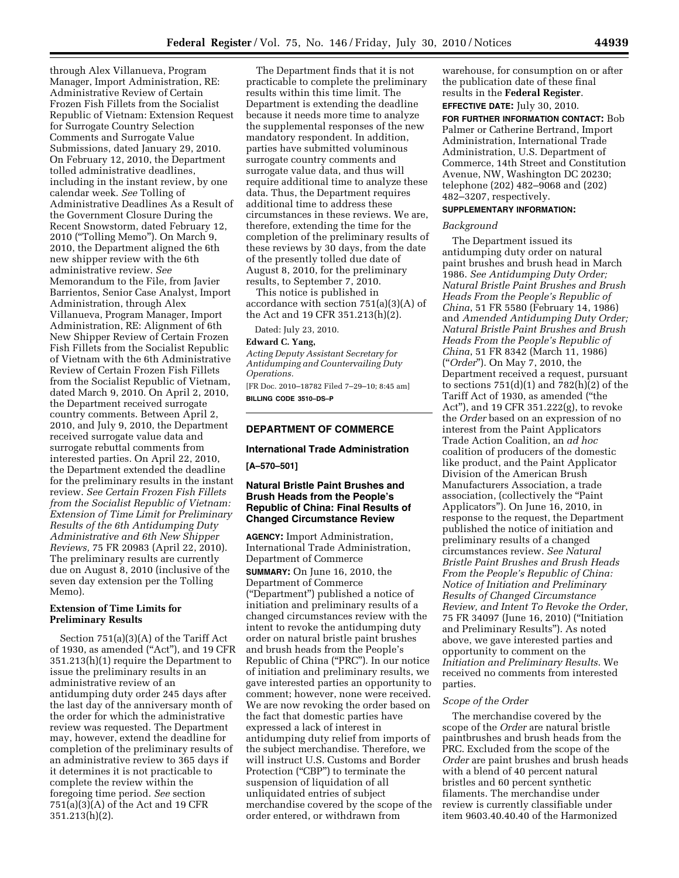through Alex Villanueva, Program Manager, Import Administration, RE: Administrative Review of Certain Frozen Fish Fillets from the Socialist Republic of Vietnam: Extension Request for Surrogate Country Selection Comments and Surrogate Value Submissions, dated January 29, 2010. On February 12, 2010, the Department tolled administrative deadlines, including in the instant review, by one calendar week. *See* Tolling of Administrative Deadlines As a Result of the Government Closure During the Recent Snowstorm, dated February 12, 2010 ("Tolling Memo"). On March 9, 2010, the Department aligned the 6th new shipper review with the 6th administrative review. *See* Memorandum to the File, from Javier Barrientos, Senior Case Analyst, Import Administration, through Alex Villanueva, Program Manager, Import Administration, RE: Alignment of 6th New Shipper Review of Certain Frozen Fish Fillets from the Socialist Republic of Vietnam with the 6th Administrative Review of Certain Frozen Fish Fillets from the Socialist Republic of Vietnam, dated March 9, 2010. On April 2, 2010, the Department received surrogate country comments. Between April 2, 2010, and July 9, 2010, the Department received surrogate value data and surrogate rebuttal comments from interested parties. On April 22, 2010, the Department extended the deadline for the preliminary results in the instant review. *See Certain Frozen Fish Fillets from the Socialist Republic of Vietnam: Extension of Time Limit for Preliminary Results of the 6th Antidumping Duty Administrative and 6th New Shipper Reviews,* 75 FR 20983 (April 22, 2010). The preliminary results are currently due on August 8, 2010 (inclusive of the seven day extension per the Tolling Memo).

**Extension of Time Limits for Preliminary Results**

Section 751(a)(3)(A) of the Tariff Act of 1930, as amended ("Act"), and 19 CFR 351.213(h)(1) require the Department to issue the preliminary results in an administrative review of an antidumping duty order 245 days after the last day of the anniversary month of the order for which the administrative review was requested. The Department may, however, extend the deadline for completion of the preliminary results of an administrative review to 365 days if it determines it is not practicable to complete the review within the foregoing time period. *See* section 751(a)(3)(A) of the Act and 19 CFR 351.213(h)(2).

The Department finds that it is not practicable to complete the preliminary results within this time limit. The Department is extending the deadline because it needs more time to analyze the supplemental responses of the new mandatory respondent. In addition, parties have submitted voluminous surrogate country comments and surrogate value data, and thus will require additional time to analyze these data. Thus, the Department requires additional time to address these circumstances in these reviews. We are, therefore, extending the time for the completion of the preliminary results of these reviews by 30 days, from the date of the presently tolled due date of August 8, 2010, for the preliminary results, to September 7, 2010.

This notice is published in accordance with section 751(a)(3)(A) of the Act and 19 CFR 351.213(h)(2).

Dated: July 23, 2010.

**Edward C. Yang,**

*Acting Deputy Assistant Secretary for Antidumping and Countervailing Duty Operations.*

[FR Doc. 2010–18782 Filed 7–29–10; 8:45 am]

**BILLING CODE 3510–DS–P**

---

## DEPARTMENT OF COMMERCE

### International Trade Administration

**[A–570–501]**

### Natural Bristle Paint Brushes and Brush Heads from the People's Republic of China: Final Results of Changed Circumstance Review

**AGENCY:** Import Administration, International Trade Administration, Department of Commerce

**SUMMARY:** On June 16, 2010, the Department of Commerce ("Department") published a notice of initiation and preliminary results of a changed circumstances review with the intent to revoke the antidumping duty order on natural bristle paint brushes and brush heads from the People's Republic of China ("PRC"). In our notice of initiation and preliminary results, we gave interested parties an opportunity to comment; however, none were received. We are now revoking the order based on the fact that domestic parties have expressed a lack of interest in antidumping duty relief from imports of the subject merchandise. Therefore, we will instruct U.S. Customs and Border Protection ("CBP") to terminate the suspension of liquidation of all unliquidated entries of subject merchandise covered by the scope of the order entered, or withdrawn from warehouse, for consumption on or after the publication date of these final results in the **Federal Register**.

**EFFECTIVE DATE:** July 30, 2010.

**FOR FURTHER INFORMATION CONTACT:** Bob Palmer or Catherine Bertrand, Import Administration, International Trade Administration, U.S. Department of Commerce, 14th Street and Constitution Avenue, NW, Washington DC 20230; telephone (202) 482–9068 and (202) 482–3207, respectively.

**SUPPLEMENTARY INFORMATION:**

*Background*

The Department issued its antidumping duty order on natural paint brushes and brush head in March 1986. *See Antidumping Duty Order; Natural Bristle Paint Brushes and Brush Heads From the People's Republic of China*, 51 FR 5580 (February 14, 1986) and *Amended Antidumping Duty Order; Natural Bristle Paint Brushes and Brush Heads From the People's Republic of China*, 51 FR 8342 (March 11, 1986) ("*Order*"). On May 7, 2010, the Department received a request, pursuant to sections 751(d)(1) and 782(h)(2) of the Tariff Act of 1930, as amended ("the Act"), and 19 CFR 351.222(g), to revoke the *Order* based on an expression of no interest from the Paint Applicators Trade Action Coalition, an *ad hoc* coalition of producers of the domestic like product, and the Paint Applicator Division of the American Brush Manufacturers Association, a trade association, (collectively the "Paint Applicators"). On June 16, 2010, in response to the request, the Department published the notice of initiation and preliminary results of a changed circumstances review. *See Natural Bristle Paint Brushes and Brush Heads From the People's Republic of China: Notice of Initiation and Preliminary Results of Changed Circumstance Review, and Intent To Revoke the Order*, 75 FR 34097 (June 16, 2010) ("Initiation and Preliminary Results"). As noted above, we gave interested parties and opportunity to comment on the *Initiation and Preliminary Results*. We received no comments from interested parties.

*Scope of the Order*

The merchandise covered by the scope of the *Order* are natural bristle paintbrushes and brush heads from the PRC. Excluded from the scope of the *Order* are paint brushes and brush heads with a blend of 40 percent natural bristles and 60 percent synthetic filaments. The merchandise under review is currently classifiable under item 9603.40.40.40 of the Harmonized